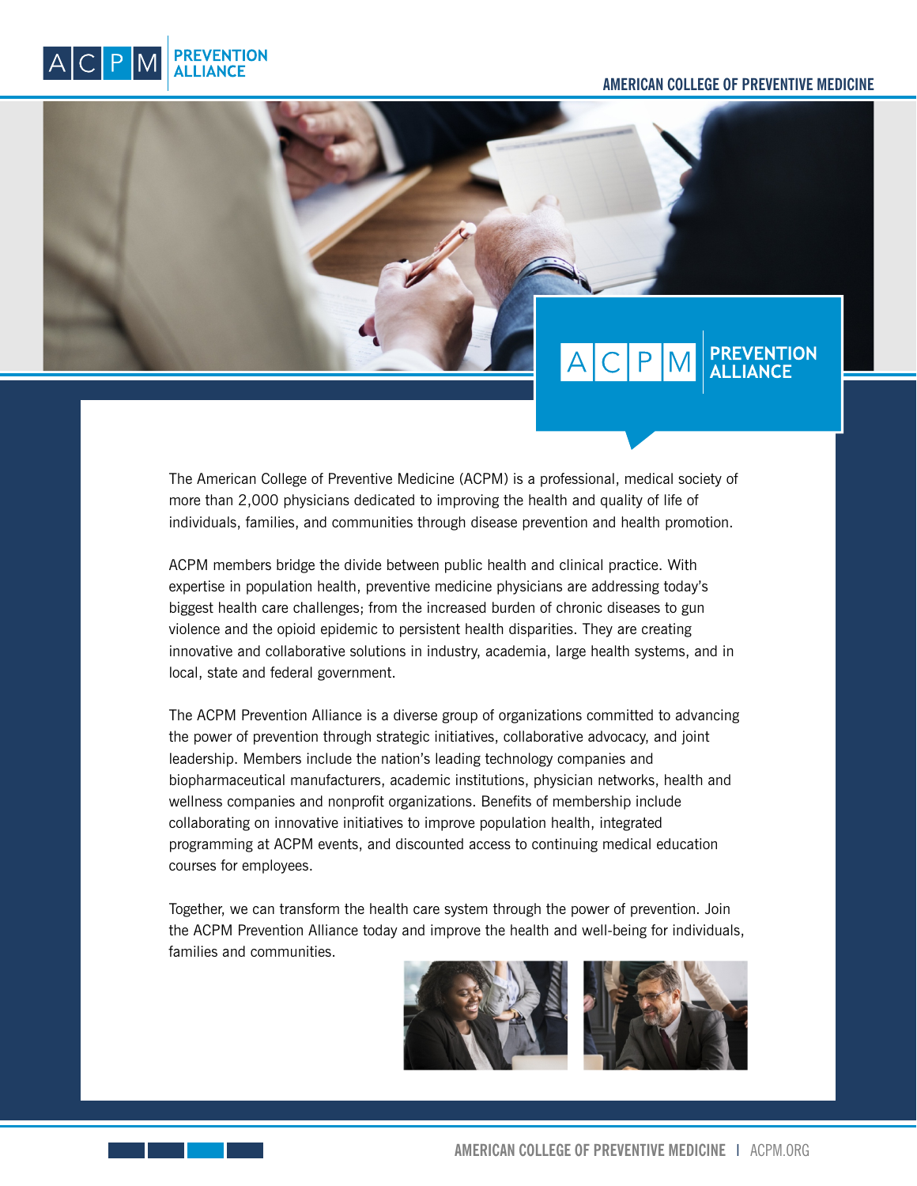# ACPM PREVENTION ALLIANCE

The American College of Preventive Medicine (ACPM) is a professional, medical society of more than 2,000 physicians dedicated to improving the health and quality of life of individuals, families, and communities through disease prevention and health promotion.

ACPM members bridge the divide between public health and clinical practice. With expertise in population health, preventive medicine physicians are addressing today's biggest health care challenges; from the increased burden of chronic diseases to gun violence and the opioid epidemic to persistent health disparities. They are creating innovative and collaborative solutions in industry, academia, large health systems, and in local, state and federal government.

The ACPM Prevention Alliance is a diverse group of organizations committed to advancing the power of prevention through strategic initiatives, collaborative advocacy, and joint leadership. Members include the nation's leading technology companies and biopharmaceutical manufacturers, academic institutions, physician networks, health and wellness companies and nonprofit organizations. Benefits of membership include collaborating on innovative initiatives to improve population health, integrated programming at ACPM events, and discounted access to continuing medical education courses for employees.

Together, we can transform the health care system through the power of prevention. Join the ACPM Prevention Alliance today and improve the health and well-being for individuals, families and communities.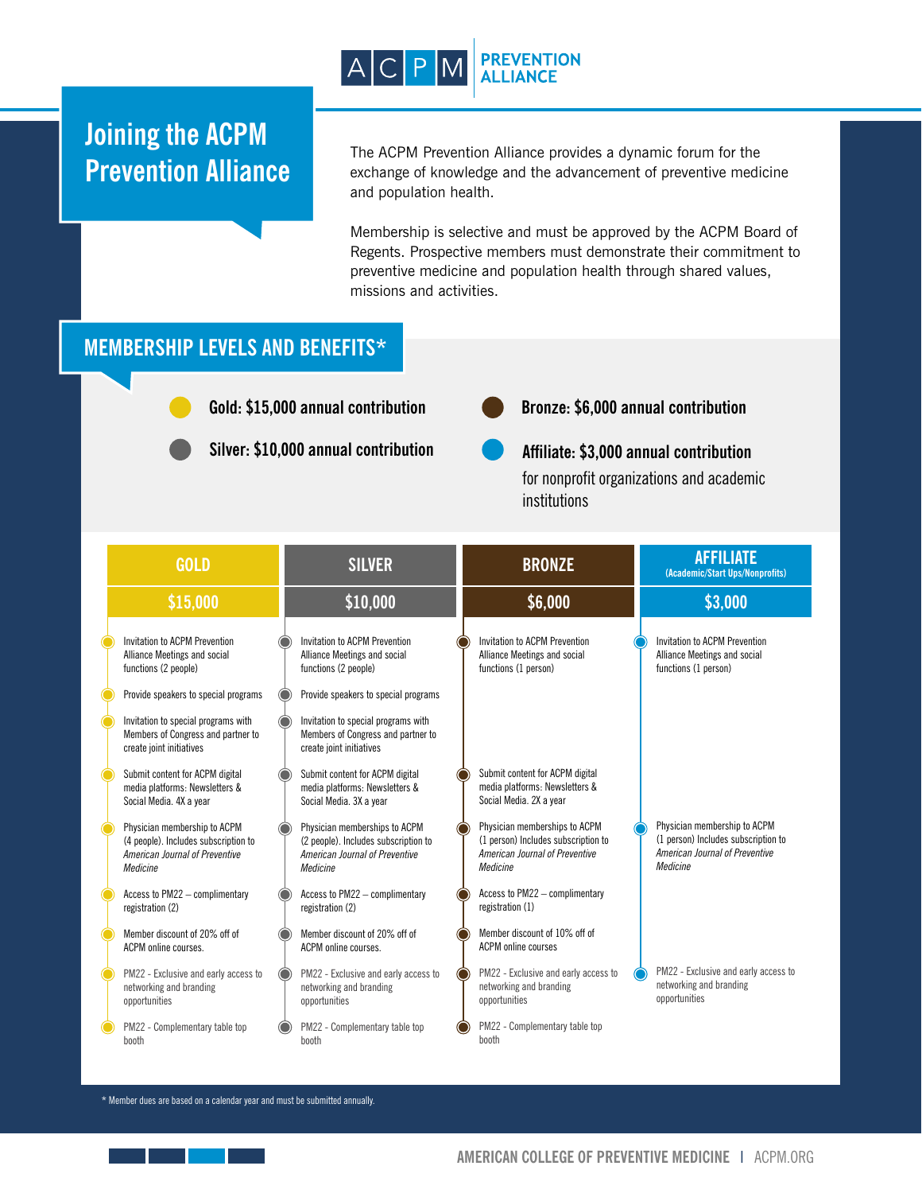# Joining the ACPM Prevention Alliance

The ACPM Prevention Alliance provides a dynamic forum for the exchange of knowledge and the advancement of preventive medicine and population health.

Membership is selective and must be approved by the ACPM Board of Regents. Prospective members must demonstrate their commitment to preventive medicine and population health through shared values, missions and activities.

## MEMBERSHIP LEVELS AND BENEFITS*

- **Gold: $15,000 annual contribution**
- **Silver: $10,000 annual contribution**
- **Bronze: $6,000 annual contribution**
- **Affiliate: $3,000 annual contribution** for nonprofit organizations and academic institutions

| GOLD | SILVER | BRONZE | AFFILIATE (Academic/Start Ups/Nonprofits) |
|---|---|---|---|
| $15,000 | $10,000 | $6,000 | $3,000 |
| Invitation to ACPM Prevention Alliance Meetings and social functions (2 people) | Invitation to ACPM Prevention Alliance Meetings and social functions (2 people) | Invitation to ACPM Prevention Alliance Meetings and social functions (1 person) | Invitation to ACPM Prevention Alliance Meetings and social functions (1 person) |
| Provide speakers to special programs | Provide speakers to special programs | | |
| Invitation to special programs with Members of Congress and partner to create joint initiatives | Invitation to special programs with Members of Congress and partner to create joint initiatives | | |
| Submit content for ACPM digital media platforms: Newsletters & Social Media. 4X a year | Submit content for ACPM digital media platforms: Newsletters & Social Media. 3X a year | Submit content for ACPM digital media platforms: Newsletters & Social Media. 2X a year | |
| Physician membership to ACPM (4 people). Includes subscription to *American Journal of Preventive Medicine* | Physician memberships to ACPM (2 people). Includes subscription to *American Journal of Preventive Medicine* | Physician memberships to ACPM (1 person) Includes subscription to *American Journal of Preventive Medicine* | Physician membership to ACPM (1 person) Includes subscription to *American Journal of Preventive Medicine* |
| Access to PM22 – complimentary registration (2) | Access to PM22 – complimentary registration (2) | Access to PM22 – complimentary registration (1) | |
| Member discount of 20% off of ACPM online courses. | Member discount of 20% off of ACPM online courses. | Member discount of 10% off of ACPM online courses | |
| PM22 - Exclusive and early access to networking and branding opportunities | PM22 - Exclusive and early access to networking and branding opportunities | PM22 - Exclusive and early access to networking and branding opportunities | PM22 - Exclusive and early access to networking and branding opportunities |
| PM22 - Complementary table top booth | PM22 - Complementary table top booth | PM22 - Complementary table top booth | |

\* Member dues are based on a calendar year and must be submitted annually.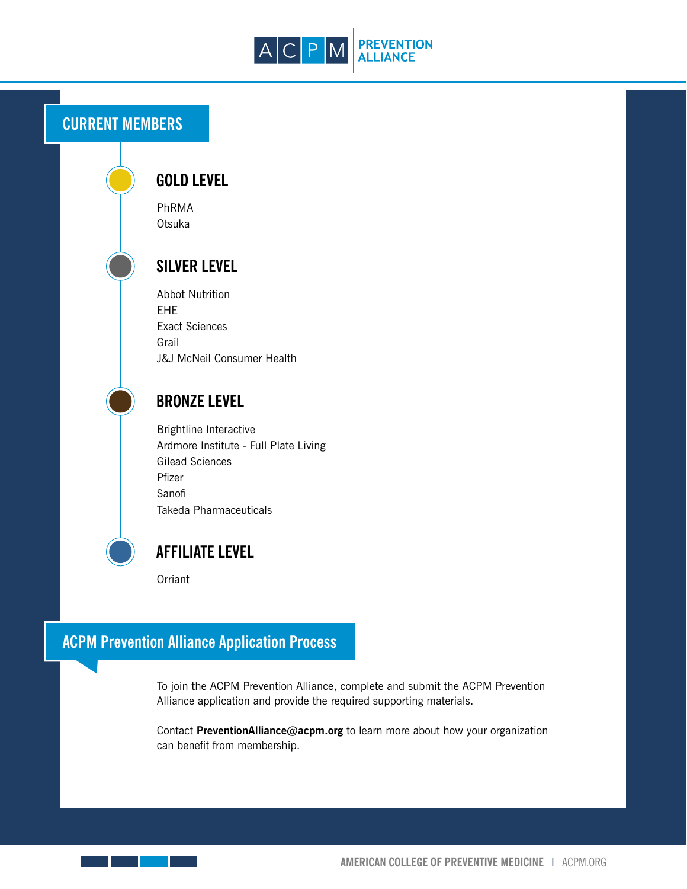## CURRENT MEMBERS

### GOLD LEVEL

PhRMA
Otsuka

### SILVER LEVEL

Abbot Nutrition
EHE
Exact Sciences
Grail
J&J McNeil Consumer Health

### BRONZE LEVEL

Brightline Interactive
Ardmore Institute - Full Plate Living
Gilead Sciences
Pfizer
Sanofi
Takeda Pharmaceuticals

### AFFILIATE LEVEL

Orriant

## ACPM Prevention Alliance Application Process

To join the ACPM Prevention Alliance, complete and submit the ACPM Prevention Alliance application and provide the required supporting materials.

Contact **PreventionAlliance@acpm.org** to learn more about how your organization can benefit from membership.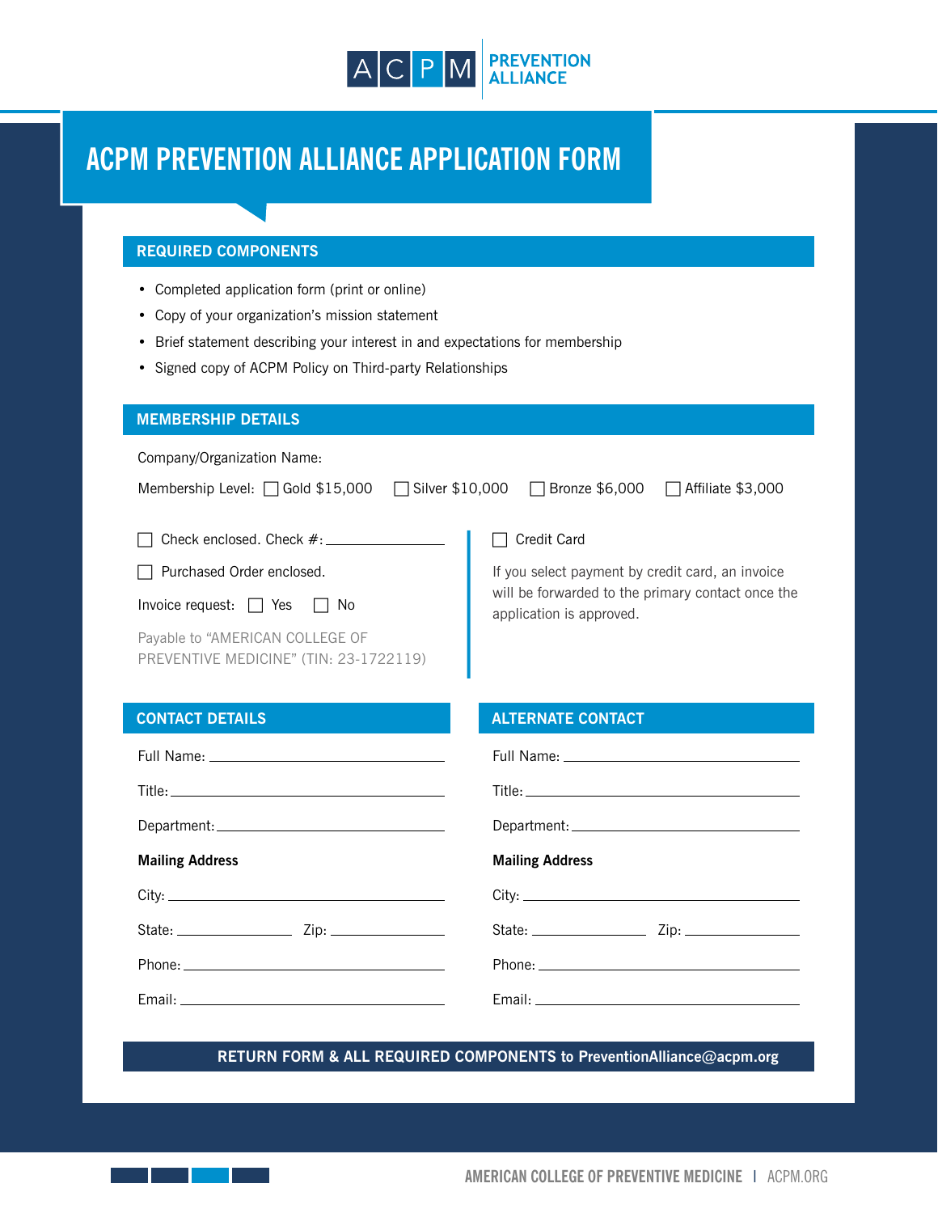# ACPM PREVENTION ALLIANCE APPLICATION FORM

## REQUIRED COMPONENTS

- Completed application form (print or online)
- Copy of your organization's mission statement
- Brief statement describing your interest in and expectations for membership
- Signed copy of ACPM Policy on Third-party Relationships

## MEMBERSHIP DETAILS

Company/Organization Name:

Membership Level: ☐ Gold $15,000 ☐ Silver $10,000 ☐ Bronze $6,000 ☐ Affiliate $3,000

☐ Check enclosed. Check #: ____________

☐ Purchased Order enclosed.

Invoice request: ☐ Yes ☐ No

Payable to "AMERICAN COLLEGE OF PREVENTIVE MEDICINE" (TIN: 23-1722119)

☐ Credit Card

If you select payment by credit card, an invoice will be forwarded to the primary contact once the application is approved.

## CONTACT DETAILS

Full Name: ____________

Title: ____________

Department: ____________

**Mailing Address**

City: ____________

State: ____________ Zip: ____________

Phone: ____________

Email: ____________

## ALTERNATE CONTACT

Full Name: ____________

Title: ____________

Department: ____________

**Mailing Address**

City: ____________

State: ____________ Zip: ____________

Phone: ____________

Email: ____________

**RETURN FORM & ALL REQUIRED COMPONENTS to PreventionAlliance@acpm.org**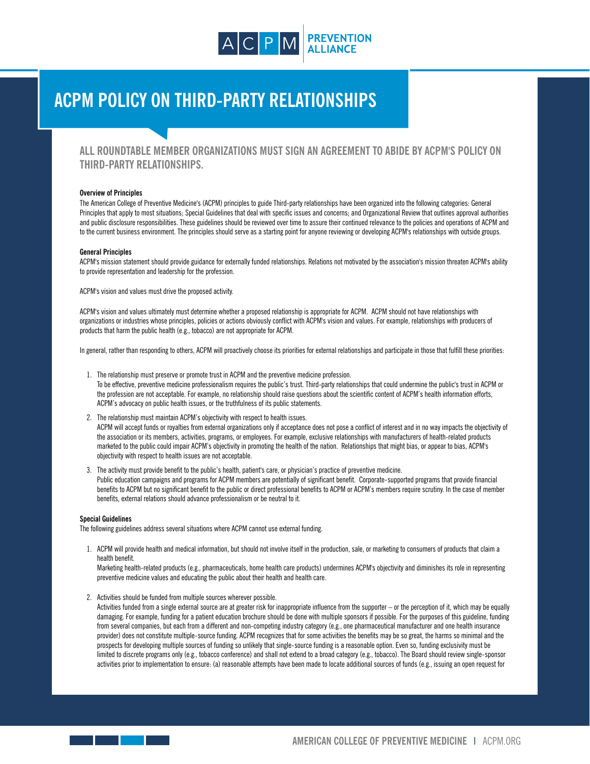# ACPM POLICY ON THIRD-PARTY RELATIONSHIPS

## ALL ROUNDTABLE MEMBER ORGANIZATIONS MUST SIGN AN AGREEMENT TO ABIDE BY ACPM'S POLICY ON THIRD-PARTY RELATIONSHIPS.

**Overview of Principles**

The American College of Preventive Medicine's (ACPM) principles to guide Third-party relationships have been organized into the following categories: General Principles that apply to most situations; Special Guidelines that deal with specific issues and concerns; and Organizational Review that outlines approval authorities and public disclosure responsibilities. These guidelines should be reviewed over time to assure their continued relevance to the policies and operations of ACPM and to the current business environment. The principles should serve as a starting point for anyone reviewing or developing ACPM's relationships with outside groups.

**General Principles**

ACPM's mission statement should provide guidance for externally funded relationships. Relations not motivated by the association's mission threaten ACPM's ability to provide representation and leadership for the profession.

ACPM's vision and values must drive the proposed activity.

ACPM's vision and values ultimately must determine whether a proposed relationship is appropriate for ACPM. ACPM should not have relationships with organizations or industries whose principles, policies or actions obviously conflict with ACPM's vision and values. For example, relationships with producers of products that harm the public health (e.g., tobacco) are not appropriate for ACPM.

In general, rather than responding to others, ACPM will proactively choose its priorities for external relationships and participate in those that fulfill these priorities:

1. The relationship must preserve or promote trust in ACPM and the preventive medicine profession.
   To be effective, preventive medicine professionalism requires the public's trust. Third-party relationships that could undermine the public's trust in ACPM or the profession are not acceptable. For example, no relationship should raise questions about the scientific content of ACPM's health information efforts, ACPM's advocacy on public health issues, or the truthfulness of its public statements.
2. The relationship must maintain ACPM's objectivity with respect to health issues.
   ACPM will accept funds or royalties from external organizations only if acceptance does not pose a conflict of interest and in no way impacts the objectivity of the association or its members, activities, programs, or employees. For example, exclusive relationships with manufacturers of health-related products marketed to the public could impair ACPM's objectivity in promoting the health of the nation. Relationships that might bias, or appear to bias, ACPM's objectivity with respect to health issues are not acceptable.
3. The activity must provide benefit to the public's health, patient's care, or physician's practice of preventive medicine.
   Public education campaigns and programs for ACPM members are potentially of significant benefit. Corporate-supported programs that provide financial benefits to ACPM but no significant benefit to the public or direct professional benefits to ACPM or ACPM's members require scrutiny. In the case of member benefits, external relations should advance professionalism or be neutral to it.

**Special Guidelines**

The following guidelines address several situations where ACPM cannot use external funding.

1. ACPM will provide health and medical information, but should not involve itself in the production, sale, or marketing to consumers of products that claim a health benefit.
   Marketing health-related products (e.g., pharmaceuticals, home health care products) undermines ACPM's objectivity and diminishes its role in representing preventive medicine values and educating the public about their health and health care.
2. Activities should be funded from multiple sources wherever possible.
   Activities funded from a single external source are at greater risk for inappropriate influence from the supporter – or the perception of it, which may be equally damaging. For example, funding for a patient education brochure should be done with multiple sponsors if possible. For the purposes of this guideline, funding from several companies, but each from a different and non-competing industry category (e.g., one pharmaceutical manufacturer and one health insurance provider) does not constitute multiple-source funding. ACPM recognizes that for some activities the benefits may be so great, the harms so minimal and the prospects for developing multiple sources of funding so unlikely that single-source funding is a reasonable option. Even so, funding exclusivity must be limited to discrete programs only (e.g., tobacco conference) and shall not extend to a broad category (e.g., tobacco). The Board should review single-sponsor activities prior to implementation to ensure: (a) reasonable attempts have been made to locate additional sources of funds (e.g., issuing an open request for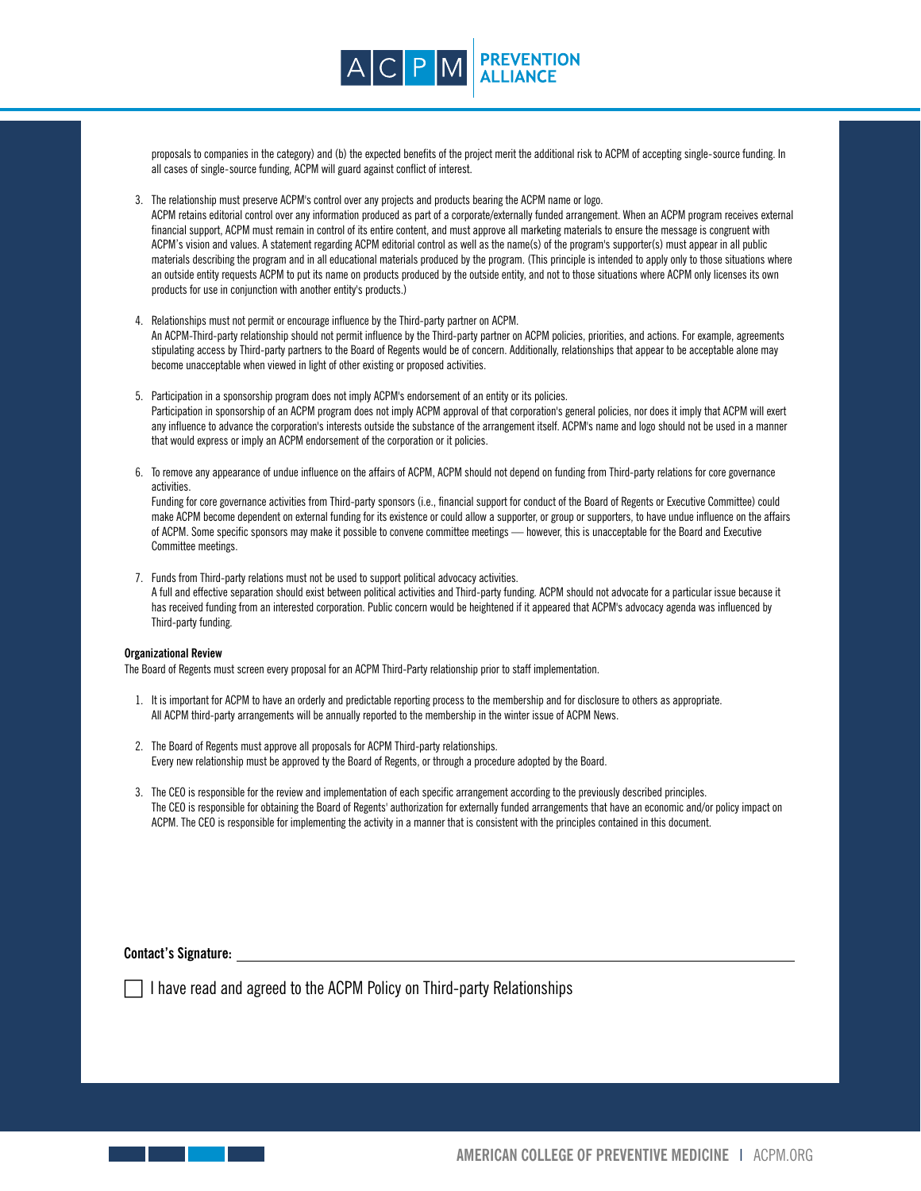proposals to companies in the category) and (b) the expected benefits of the project merit the additional risk to ACPM of accepting single-source funding. In all cases of single-source funding, ACPM will guard against conflict of interest.

3. The relationship must preserve ACPM's control over any projects and products bearing the ACPM name or logo.
   ACPM retains editorial control over any information produced as part of a corporate/externally funded arrangement. When an ACPM program receives external financial support, ACPM must remain in control of its entire content, and must approve all marketing materials to ensure the message is congruent with ACPM's vision and values. A statement regarding ACPM editorial control as well as the name(s) of the program's supporter(s) must appear in all public materials describing the program and in all educational materials produced by the program. (This principle is intended to apply only to those situations where an outside entity requests ACPM to put its name on products produced by the outside entity, and not to those situations where ACPM only licenses its own products for use in conjunction with another entity's products.)

4. Relationships must not permit or encourage influence by the Third-party partner on ACPM.
   An ACPM-Third-party relationship should not permit influence by the Third-party partner on ACPM policies, priorities, and actions. For example, agreements stipulating access by Third-party partners to the Board of Regents would be of concern. Additionally, relationships that appear to be acceptable alone may become unacceptable when viewed in light of other existing or proposed activities.

5. Participation in a sponsorship program does not imply ACPM's endorsement of an entity or its policies.
   Participation in sponsorship of an ACPM program does not imply ACPM approval of that corporation's general policies, nor does it imply that ACPM will exert any influence to advance the corporation's interests outside the substance of the arrangement itself. ACPM's name and logo should not be used in a manner that would express or imply an ACPM endorsement of the corporation or it policies.

6. To remove any appearance of undue influence on the affairs of ACPM, ACPM should not depend on funding from Third-party relations for core governance activities.
   Funding for core governance activities from Third-party sponsors (i.e., financial support for conduct of the Board of Regents or Executive Committee) could make ACPM become dependent on external funding for its existence or could allow a supporter, or group or supporters, to have undue influence on the affairs of ACPM. Some specific sponsors may make it possible to convene committee meetings — however, this is unacceptable for the Board and Executive Committee meetings.

7. Funds from Third-party relations must not be used to support political advocacy activities.
   A full and effective separation should exist between political activities and Third-party funding. ACPM should not advocate for a particular issue because it has received funding from an interested corporation. Public concern would be heightened if it appeared that ACPM's advocacy agenda was influenced by Third-party funding.

**Organizational Review**

The Board of Regents must screen every proposal for an ACPM Third-Party relationship prior to staff implementation.

1. It is important for ACPM to have an orderly and predictable reporting process to the membership and for disclosure to others as appropriate.
   All ACPM third-party arrangements will be annually reported to the membership in the winter issue of ACPM News.

2. The Board of Regents must approve all proposals for ACPM Third-party relationships.
   Every new relationship must be approved ty the Board of Regents, or through a procedure adopted by the Board.

3. The CEO is responsible for the review and implementation of each specific arrangement according to the previously described principles.
   The CEO is responsible for obtaining the Board of Regents' authorization for externally funded arrangements that have an economic and/or policy impact on ACPM. The CEO is responsible for implementing the activity in a manner that is consistent with the principles contained in this document.

**Contact's Signature:** ______________________________

☐ I have read and agreed to the ACPM Policy on Third-party Relationships